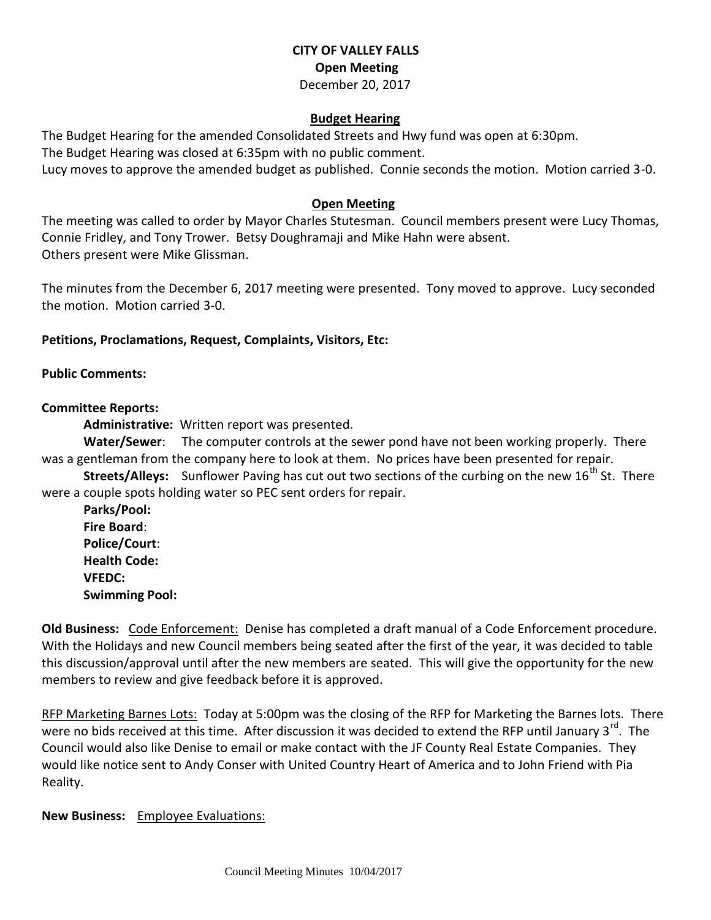# CITY OF VALLEY FALLS

**Open Meeting**

December 20, 2017

## Budget Hearing

The Budget Hearing for the amended Consolidated Streets and Hwy fund was open at 6:30pm.
The Budget Hearing was closed at 6:35pm with no public comment.
Lucy moves to approve the amended budget as published. Connie seconds the motion. Motion carried 3-0.

## Open Meeting

The meeting was called to order by Mayor Charles Stutesman. Council members present were Lucy Thomas, Connie Fridley, and Tony Trower. Betsy Doughramaji and Mike Hahn were absent.
Others present were Mike Glissman.

The minutes from the December 6, 2017 meeting were presented. Tony moved to approve. Lucy seconded the motion. Motion carried 3-0.

**Petitions, Proclamations, Request, Complaints, Visitors, Etc:**

**Public Comments:**

**Committee Reports:**

**Administrative:** Written report was presented.

**Water/Sewer**: The computer controls at the sewer pond have not been working properly. There was a gentleman from the company here to look at them. No prices have been presented for repair.

**Streets/Alleys:** Sunflower Paving has cut out two sections of the curbing on the new 16th St. There were a couple spots holding water so PEC sent orders for repair.

**Parks/Pool:**

**Fire Board**:

**Police/Court**:

**Health Code:**

**VFEDC:**

**Swimming Pool:**

**Old Business:** Code Enforcement: Denise has completed a draft manual of a Code Enforcement procedure. With the Holidays and new Council members being seated after the first of the year, it was decided to table this discussion/approval until after the new members are seated. This will give the opportunity for the new members to review and give feedback before it is approved.

RFP Marketing Barnes Lots: Today at 5:00pm was the closing of the RFP for Marketing the Barnes lots. There were no bids received at this time. After discussion it was decided to extend the RFP until January 3rd. The Council would also like Denise to email or make contact with the JF County Real Estate Companies. They would like notice sent to Andy Conser with United Country Heart of America and to John Friend with Pia Reality.

**New Business:** Employee Evaluations: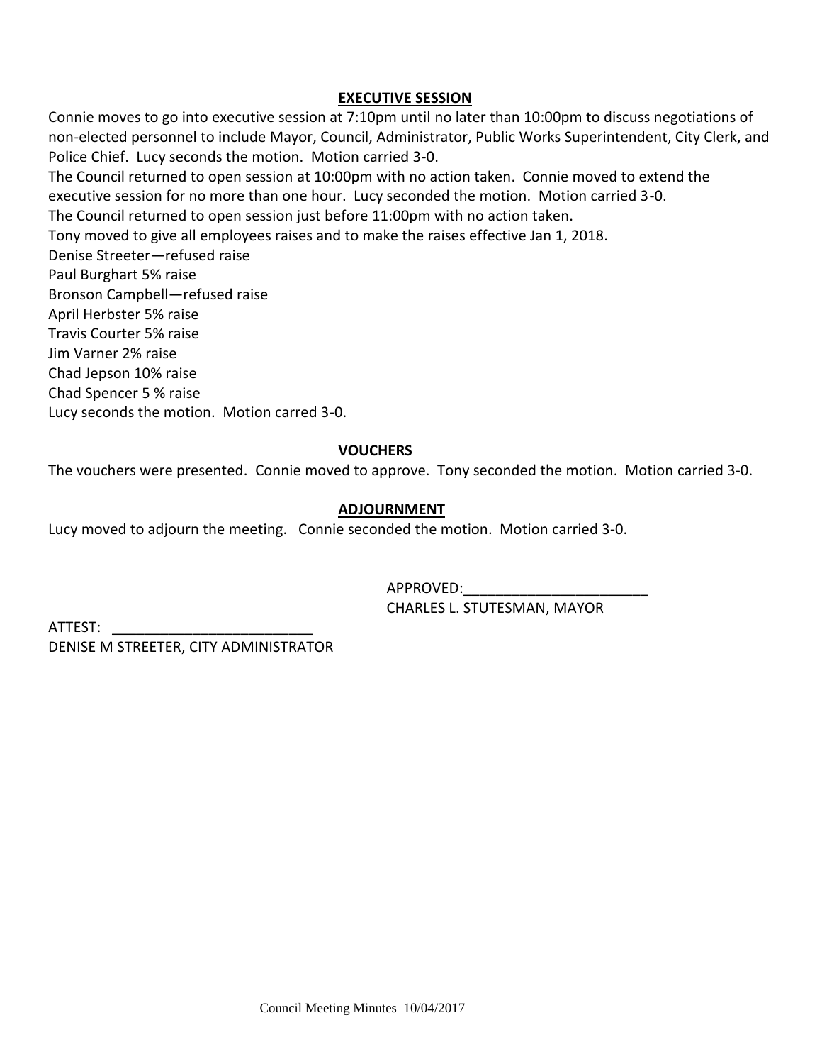## EXECUTIVE SESSION

Connie moves to go into executive session at 7:10pm until no later than 10:00pm to discuss negotiations of non-elected personnel to include Mayor, Council, Administrator, Public Works Superintendent, City Clerk, and Police Chief. Lucy seconds the motion. Motion carried 3-0.

The Council returned to open session at 10:00pm with no action taken. Connie moved to extend the executive session for no more than one hour. Lucy seconded the motion. Motion carried 3-0.

The Council returned to open session just before 11:00pm with no action taken.

Tony moved to give all employees raises and to make the raises effective Jan 1, 2018.

Denise Streeter—refused raise
Paul Burghart 5% raise
Bronson Campbell—refused raise
April Herbster 5% raise
Travis Courter 5% raise
Jim Varner 2% raise
Chad Jepson 10% raise
Chad Spencer 5 % raise

Lucy seconds the motion. Motion carred 3-0.

## VOUCHERS

The vouchers were presented. Connie moved to approve. Tony seconded the motion. Motion carried 3-0.

## ADJOURNMENT

Lucy moved to adjourn the meeting. Connie seconded the motion. Motion carried 3-0.

APPROVED:_______________________
CHARLES L. STUTESMAN, MAYOR

ATTEST: _________________________
DENISE M STREETER, CITY ADMINISTRATOR